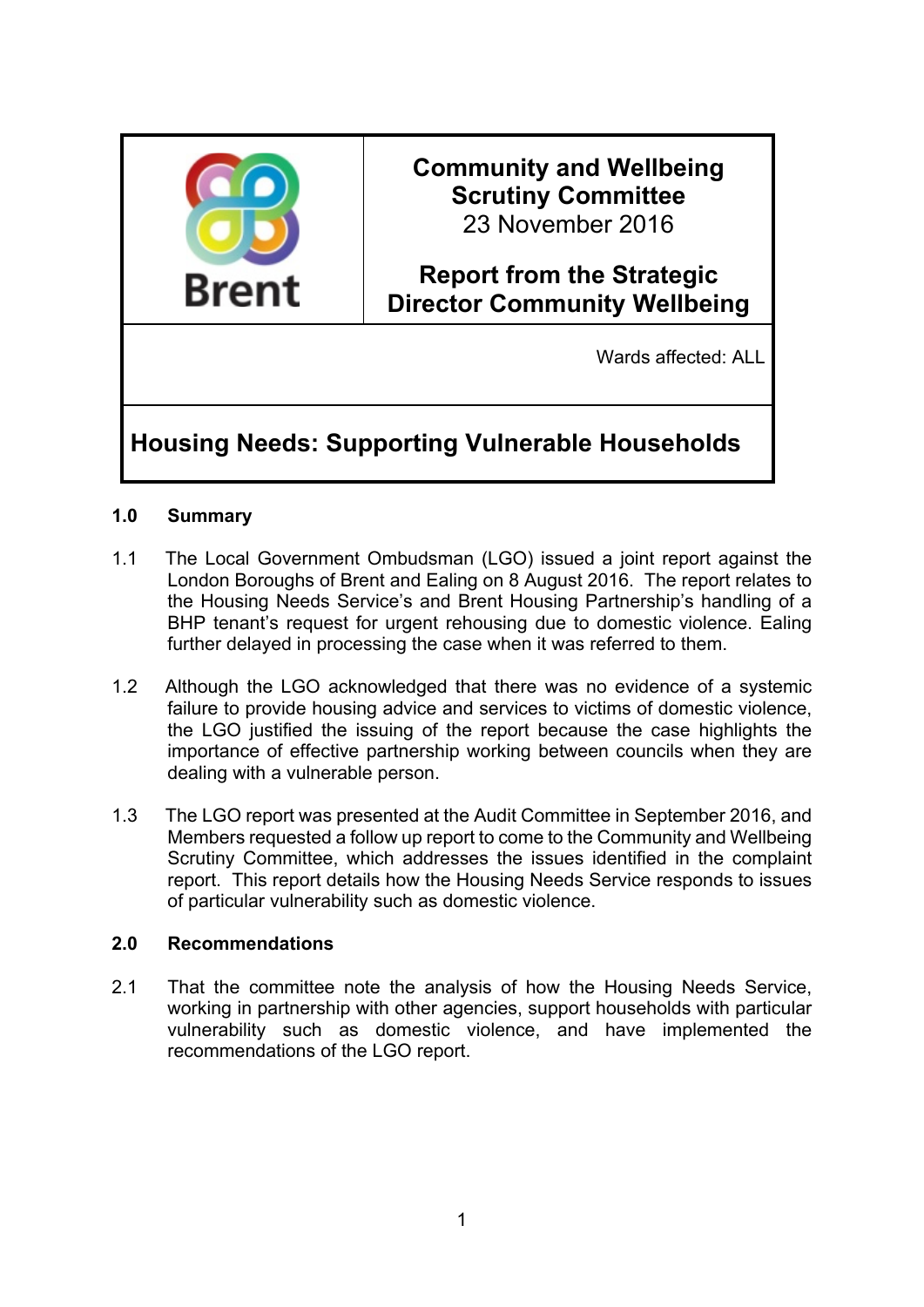| Brent | **Community and Wellbeing Scrutiny Committee**<br>23 November 2016<br><br>**Report from the Strategic Director Community Wellbeing** |
|---|---|
| | Wards affected: ALL |

# Housing Needs: Supporting Vulnerable Households

## 1.0 Summary

1.1 The Local Government Ombudsman (LGO) issued a joint report against the London Boroughs of Brent and Ealing on 8 August 2016. The report relates to the Housing Needs Service's and Brent Housing Partnership's handling of a BHP tenant's request for urgent rehousing due to domestic violence. Ealing further delayed in processing the case when it was referred to them.

1.2 Although the LGO acknowledged that there was no evidence of a systemic failure to provide housing advice and services to victims of domestic violence, the LGO justified the issuing of the report because the case highlights the importance of effective partnership working between councils when they are dealing with a vulnerable person.

1.3 The LGO report was presented at the Audit Committee in September 2016, and Members requested a follow up report to come to the Community and Wellbeing Scrutiny Committee, which addresses the issues identified in the complaint report. This report details how the Housing Needs Service responds to issues of particular vulnerability such as domestic violence.

## 2.0 Recommendations

2.1 That the committee note the analysis of how the Housing Needs Service, working in partnership with other agencies, support households with particular vulnerability such as domestic violence, and have implemented the recommendations of the LGO report.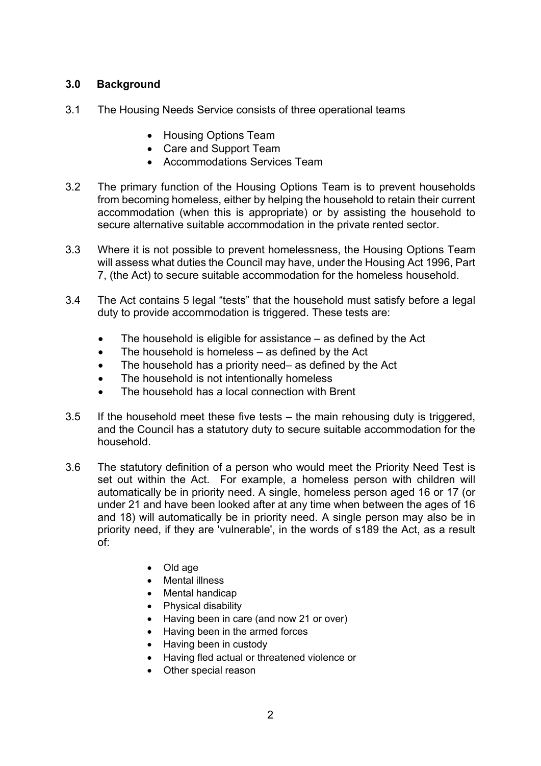## 3.0 Background

3.1 The Housing Needs Service consists of three operational teams

- Housing Options Team
- Care and Support Team
- Accommodations Services Team

3.2 The primary function of the Housing Options Team is to prevent households from becoming homeless, either by helping the household to retain their current accommodation (when this is appropriate) or by assisting the household to secure alternative suitable accommodation in the private rented sector.

3.3 Where it is not possible to prevent homelessness, the Housing Options Team will assess what duties the Council may have, under the Housing Act 1996, Part 7, (the Act) to secure suitable accommodation for the homeless household.

3.4 The Act contains 5 legal "tests" that the household must satisfy before a legal duty to provide accommodation is triggered. These tests are:

- The household is eligible for assistance – as defined by the Act
- The household is homeless – as defined by the Act
- The household has a priority need– as defined by the Act
- The household is not intentionally homeless
- The household has a local connection with Brent

3.5 If the household meet these five tests – the main rehousing duty is triggered, and the Council has a statutory duty to secure suitable accommodation for the household.

3.6 The statutory definition of a person who would meet the Priority Need Test is set out within the Act. For example, a homeless person with children will automatically be in priority need. A single, homeless person aged 16 or 17 (or under 21 and have been looked after at any time when between the ages of 16 and 18) will automatically be in priority need. A single person may also be in priority need, if they are 'vulnerable', in the words of s189 the Act, as a result of:

- Old age
- Mental illness
- Mental handicap
- Physical disability
- Having been in care (and now 21 or over)
- Having been in the armed forces
- Having been in custody
- Having fled actual or threatened violence or
- Other special reason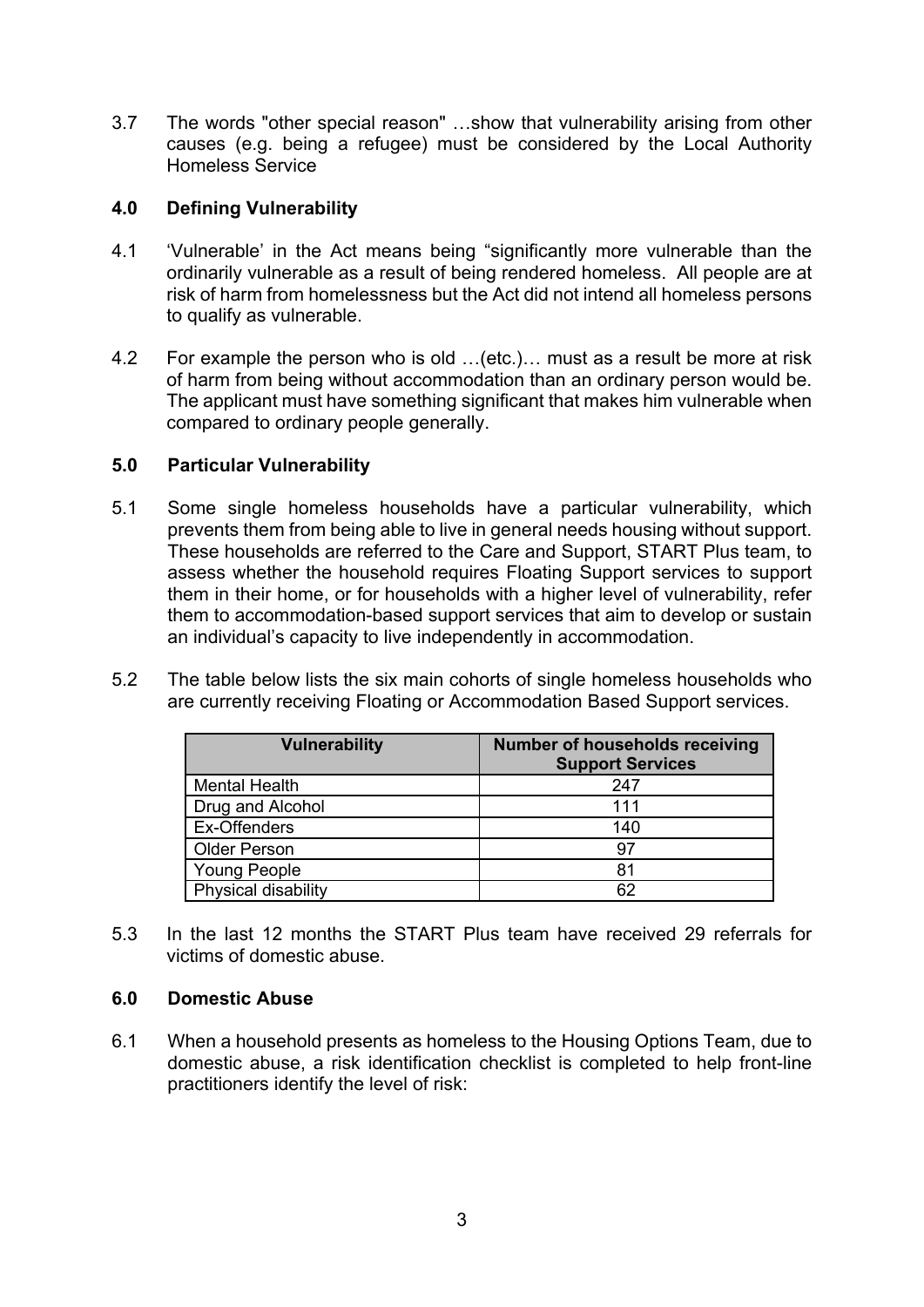3.7 The words "other special reason" …show that vulnerability arising from other causes (e.g. being a refugee) must be considered by the Local Authority Homeless Service

## 4.0 Defining Vulnerability

4.1 'Vulnerable' in the Act means being "significantly more vulnerable than the ordinarily vulnerable as a result of being rendered homeless. All people are at risk of harm from homelessness but the Act did not intend all homeless persons to qualify as vulnerable.

4.2 For example the person who is old …(etc.)… must as a result be more at risk of harm from being without accommodation than an ordinary person would be. The applicant must have something significant that makes him vulnerable when compared to ordinary people generally.

## 5.0 Particular Vulnerability

5.1 Some single homeless households have a particular vulnerability, which prevents them from being able to live in general needs housing without support. These households are referred to the Care and Support, START Plus team, to assess whether the household requires Floating Support services to support them in their home, or for households with a higher level of vulnerability, refer them to accommodation-based support services that aim to develop or sustain an individual's capacity to live independently in accommodation.

5.2 The table below lists the six main cohorts of single homeless households who are currently receiving Floating or Accommodation Based Support services.

| Vulnerability | Number of households receiving Support Services |
|---|---|
| Mental Health | 247 |
| Drug and Alcohol | 111 |
| Ex-Offenders | 140 |
| Older Person | 97 |
| Young People | 81 |
| Physical disability | 62 |

5.3 In the last 12 months the START Plus team have received 29 referrals for victims of domestic abuse.

## 6.0 Domestic Abuse

6.1 When a household presents as homeless to the Housing Options Team, due to domestic abuse, a risk identification checklist is completed to help front-line practitioners identify the level of risk: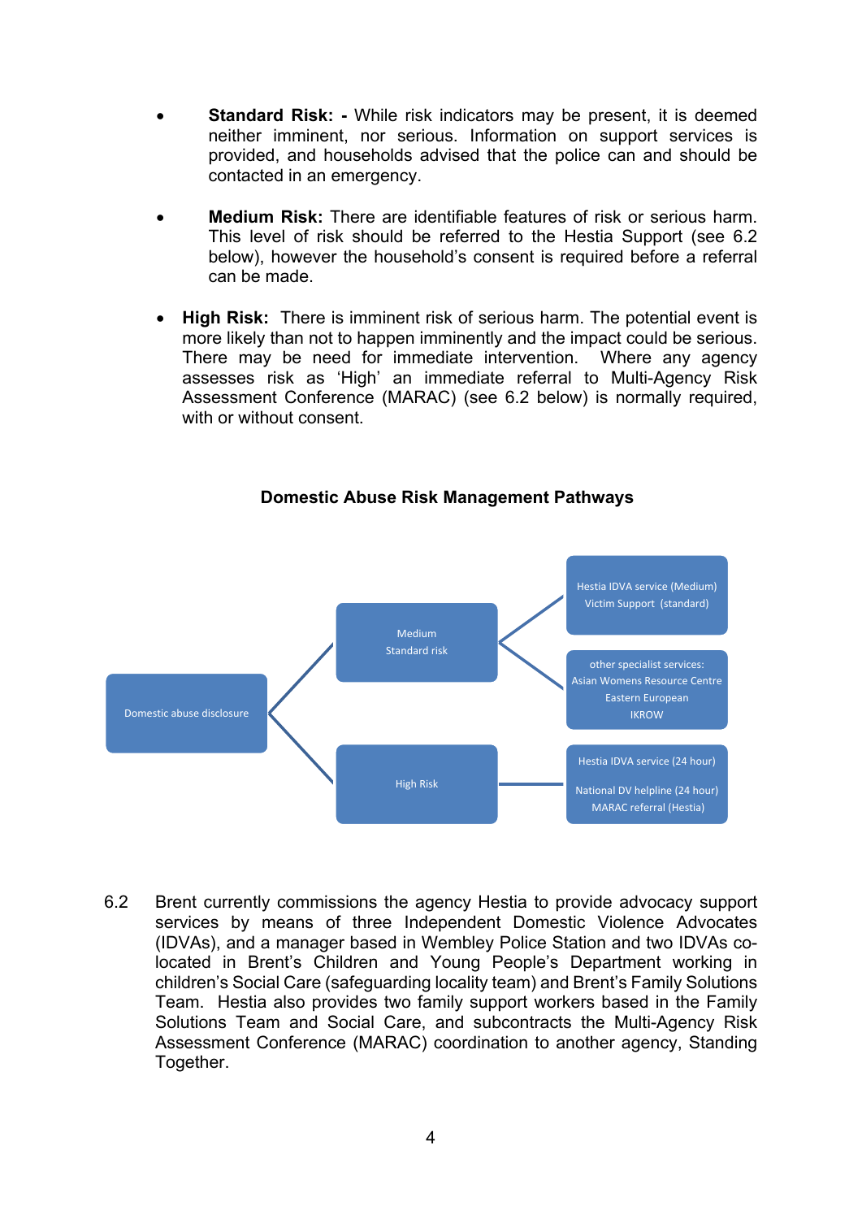- **Standard Risk: -** While risk indicators may be present, it is deemed neither imminent, nor serious. Information on support services is provided, and households advised that the police can and should be contacted in an emergency.

- **Medium Risk:** There are identifiable features of risk or serious harm. This level of risk should be referred to the Hestia Support (see 6.2 below), however the household's consent is required before a referral can be made.

- **High Risk:** There is imminent risk of serious harm. The potential event is more likely than not to happen imminently and the impact could be serious. There may be need for immediate intervention. Where any agency assesses risk as 'High' an immediate referral to Multi-Agency Risk Assessment Conference (MARAC) (see 6.2 below) is normally required, with or without consent.

**Domestic Abuse Risk Management Pathways**

Domestic abuse disclosure

- Medium / Standard risk
  - Hestia IDVA service (Medium) / Victim Support (standard)
  - other specialist services: Asian Womens Resource Centre / Eastern European / IKROW
- High Risk
  - Hestia IDVA service (24 hour) / National DV helpline (24 hour) / MARAC referral (Hestia)

6.2 Brent currently commissions the agency Hestia to provide advocacy support services by means of three Independent Domestic Violence Advocates (IDVAs), and a manager based in Wembley Police Station and two IDVAs co-located in Brent's Children and Young People's Department working in children's Social Care (safeguarding locality team) and Brent's Family Solutions Team. Hestia also provides two family support workers based in the Family Solutions Team and Social Care, and subcontracts the Multi-Agency Risk Assessment Conference (MARAC) coordination to another agency, Standing Together.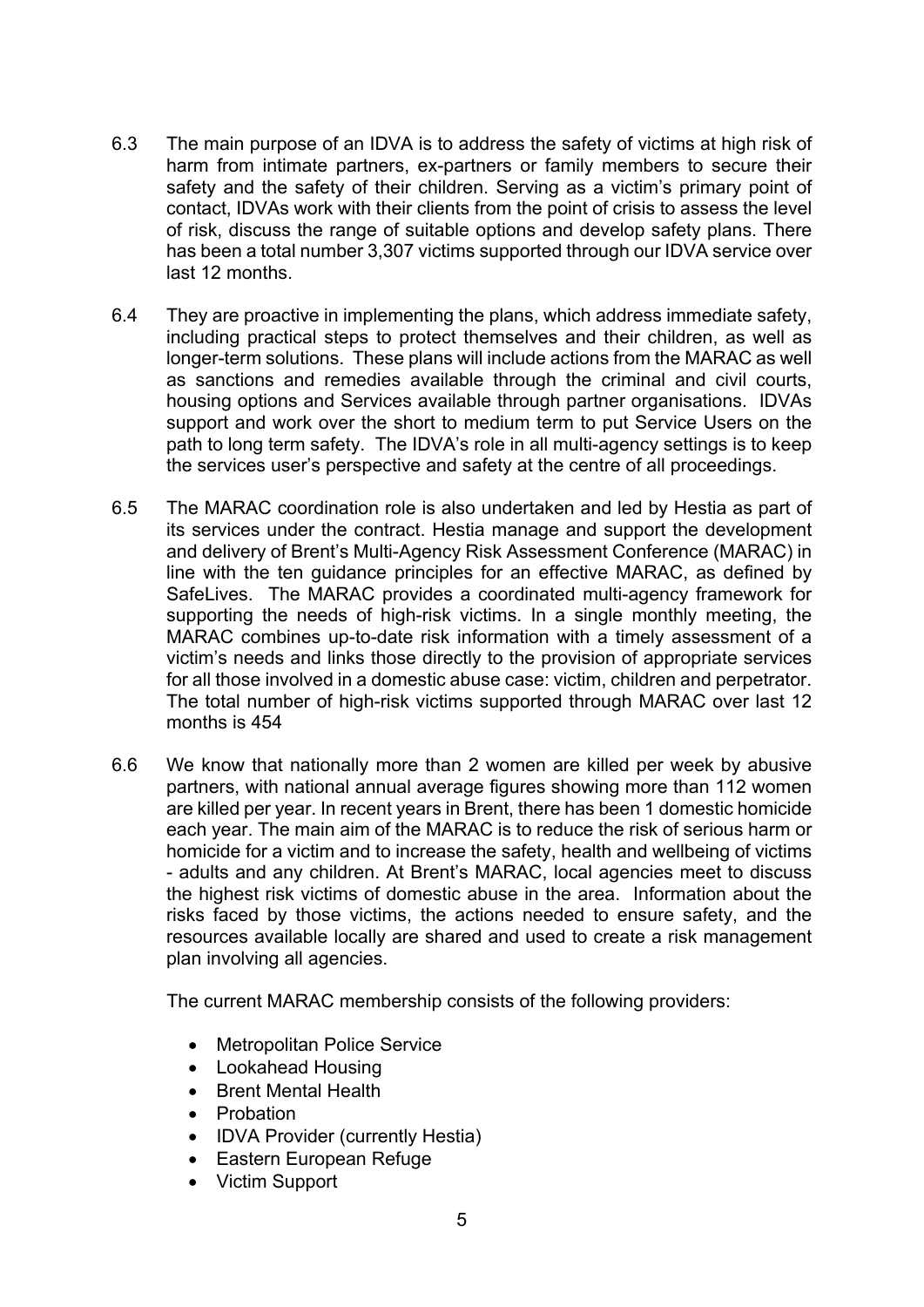6.3 The main purpose of an IDVA is to address the safety of victims at high risk of harm from intimate partners, ex-partners or family members to secure their safety and the safety of their children. Serving as a victim's primary point of contact, IDVAs work with their clients from the point of crisis to assess the level of risk, discuss the range of suitable options and develop safety plans. There has been a total number 3,307 victims supported through our IDVA service over last 12 months.

6.4 They are proactive in implementing the plans, which address immediate safety, including practical steps to protect themselves and their children, as well as longer-term solutions. These plans will include actions from the MARAC as well as sanctions and remedies available through the criminal and civil courts, housing options and Services available through partner organisations. IDVAs support and work over the short to medium term to put Service Users on the path to long term safety. The IDVA's role in all multi-agency settings is to keep the services user's perspective and safety at the centre of all proceedings.

6.5 The MARAC coordination role is also undertaken and led by Hestia as part of its services under the contract. Hestia manage and support the development and delivery of Brent's Multi-Agency Risk Assessment Conference (MARAC) in line with the ten guidance principles for an effective MARAC, as defined by SafeLives. The MARAC provides a coordinated multi-agency framework for supporting the needs of high-risk victims. In a single monthly meeting, the MARAC combines up-to-date risk information with a timely assessment of a victim's needs and links those directly to the provision of appropriate services for all those involved in a domestic abuse case: victim, children and perpetrator. The total number of high-risk victims supported through MARAC over last 12 months is 454

6.6 We know that nationally more than 2 women are killed per week by abusive partners, with national annual average figures showing more than 112 women are killed per year. In recent years in Brent, there has been 1 domestic homicide each year. The main aim of the MARAC is to reduce the risk of serious harm or homicide for a victim and to increase the safety, health and wellbeing of victims - adults and any children. At Brent's MARAC, local agencies meet to discuss the highest risk victims of domestic abuse in the area. Information about the risks faced by those victims, the actions needed to ensure safety, and the resources available locally are shared and used to create a risk management plan involving all agencies.

The current MARAC membership consists of the following providers:

- Metropolitan Police Service
- Lookahead Housing
- Brent Mental Health
- Probation
- IDVA Provider (currently Hestia)
- Eastern European Refuge
- Victim Support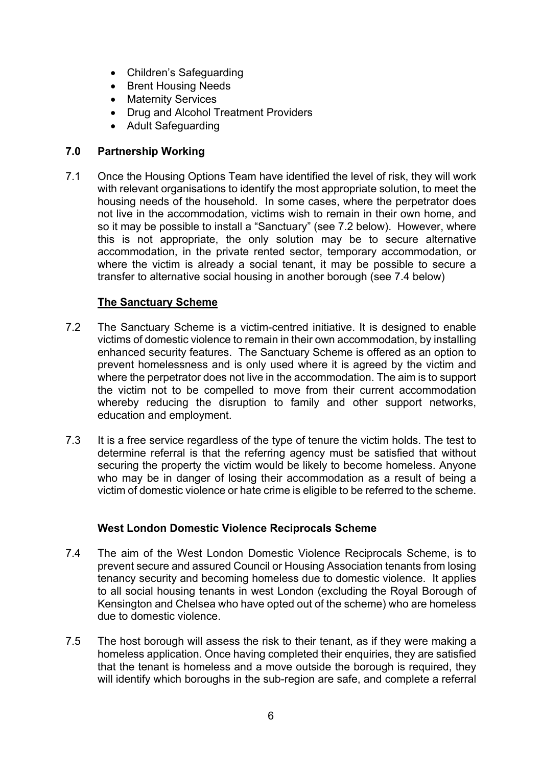- Children's Safeguarding
- Brent Housing Needs
- Maternity Services
- Drug and Alcohol Treatment Providers
- Adult Safeguarding

## 7.0 Partnership Working

7.1 Once the Housing Options Team have identified the level of risk, they will work with relevant organisations to identify the most appropriate solution, to meet the housing needs of the household. In some cases, where the perpetrator does not live in the accommodation, victims wish to remain in their own home, and so it may be possible to install a "Sanctuary" (see 7.2 below). However, where this is not appropriate, the only solution may be to secure alternative accommodation, in the private rented sector, temporary accommodation, or where the victim is already a social tenant, it may be possible to secure a transfer to alternative social housing in another borough (see 7.4 below)

### The Sanctuary Scheme

7.2 The Sanctuary Scheme is a victim-centred initiative. It is designed to enable victims of domestic violence to remain in their own accommodation, by installing enhanced security features. The Sanctuary Scheme is offered as an option to prevent homelessness and is only used where it is agreed by the victim and where the perpetrator does not live in the accommodation. The aim is to support the victim not to be compelled to move from their current accommodation whereby reducing the disruption to family and other support networks, education and employment.

7.3 It is a free service regardless of the type of tenure the victim holds. The test to determine referral is that the referring agency must be satisfied that without securing the property the victim would be likely to become homeless. Anyone who may be in danger of losing their accommodation as a result of being a victim of domestic violence or hate crime is eligible to be referred to the scheme.

### West London Domestic Violence Reciprocals Scheme

7.4 The aim of the West London Domestic Violence Reciprocals Scheme, is to prevent secure and assured Council or Housing Association tenants from losing tenancy security and becoming homeless due to domestic violence. It applies to all social housing tenants in west London (excluding the Royal Borough of Kensington and Chelsea who have opted out of the scheme) who are homeless due to domestic violence.

7.5 The host borough will assess the risk to their tenant, as if they were making a homeless application. Once having completed their enquiries, they are satisfied that the tenant is homeless and a move outside the borough is required, they will identify which boroughs in the sub-region are safe, and complete a referral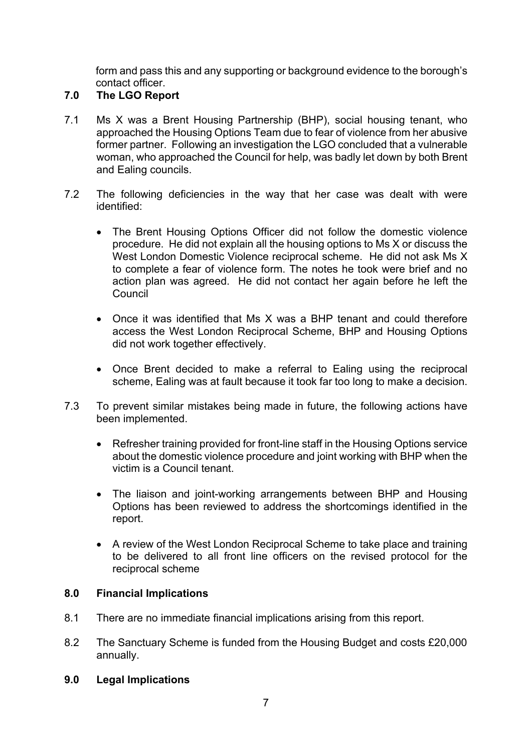form and pass this and any supporting or background evidence to the borough's contact officer.

## 7.0 The LGO Report

7.1 Ms X was a Brent Housing Partnership (BHP), social housing tenant, who approached the Housing Options Team due to fear of violence from her abusive former partner. Following an investigation the LGO concluded that a vulnerable woman, who approached the Council for help, was badly let down by both Brent and Ealing councils.

7.2 The following deficiencies in the way that her case was dealt with were identified:

- The Brent Housing Options Officer did not follow the domestic violence procedure. He did not explain all the housing options to Ms X or discuss the West London Domestic Violence reciprocal scheme. He did not ask Ms X to complete a fear of violence form. The notes he took were brief and no action plan was agreed. He did not contact her again before he left the Council

- Once it was identified that Ms X was a BHP tenant and could therefore access the West London Reciprocal Scheme, BHP and Housing Options did not work together effectively.

- Once Brent decided to make a referral to Ealing using the reciprocal scheme, Ealing was at fault because it took far too long to make a decision.

7.3 To prevent similar mistakes being made in future, the following actions have been implemented.

- Refresher training provided for front-line staff in the Housing Options service about the domestic violence procedure and joint working with BHP when the victim is a Council tenant.

- The liaison and joint-working arrangements between BHP and Housing Options has been reviewed to address the shortcomings identified in the report.

- A review of the West London Reciprocal Scheme to take place and training to be delivered to all front line officers on the revised protocol for the reciprocal scheme

## 8.0 Financial Implications

8.1 There are no immediate financial implications arising from this report.

8.2 The Sanctuary Scheme is funded from the Housing Budget and costs £20,000 annually.

## 9.0 Legal Implications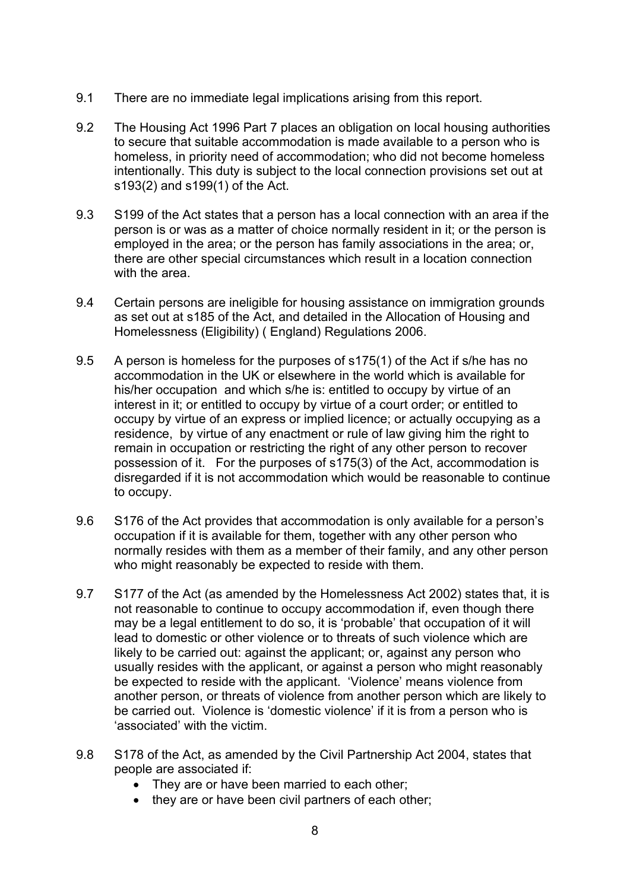9.1 There are no immediate legal implications arising from this report.

9.2 The Housing Act 1996 Part 7 places an obligation on local housing authorities to secure that suitable accommodation is made available to a person who is homeless, in priority need of accommodation; who did not become homeless intentionally. This duty is subject to the local connection provisions set out at s193(2) and s199(1) of the Act.

9.3 S199 of the Act states that a person has a local connection with an area if the person is or was as a matter of choice normally resident in it; or the person is employed in the area; or the person has family associations in the area; or, there are other special circumstances which result in a location connection with the area.

9.4 Certain persons are ineligible for housing assistance on immigration grounds as set out at s185 of the Act, and detailed in the Allocation of Housing and Homelessness (Eligibility) ( England) Regulations 2006.

9.5 A person is homeless for the purposes of s175(1) of the Act if s/he has no accommodation in the UK or elsewhere in the world which is available for his/her occupation and which s/he is: entitled to occupy by virtue of an interest in it; or entitled to occupy by virtue of a court order; or entitled to occupy by virtue of an express or implied licence; or actually occupying as a residence, by virtue of any enactment or rule of law giving him the right to remain in occupation or restricting the right of any other person to recover possession of it. For the purposes of s175(3) of the Act, accommodation is disregarded if it is not accommodation which would be reasonable to continue to occupy.

9.6 S176 of the Act provides that accommodation is only available for a person's occupation if it is available for them, together with any other person who normally resides with them as a member of their family, and any other person who might reasonably be expected to reside with them.

9.7 S177 of the Act (as amended by the Homelessness Act 2002) states that, it is not reasonable to continue to occupy accommodation if, even though there may be a legal entitlement to do so, it is 'probable' that occupation of it will lead to domestic or other violence or to threats of such violence which are likely to be carried out: against the applicant; or, against any person who usually resides with the applicant, or against a person who might reasonably be expected to reside with the applicant. 'Violence' means violence from another person, or threats of violence from another person which are likely to be carried out. Violence is 'domestic violence' if it is from a person who is 'associated' with the victim.

9.8 S178 of the Act, as amended by the Civil Partnership Act 2004, states that people are associated if:

- They are or have been married to each other;
- they are or have been civil partners of each other;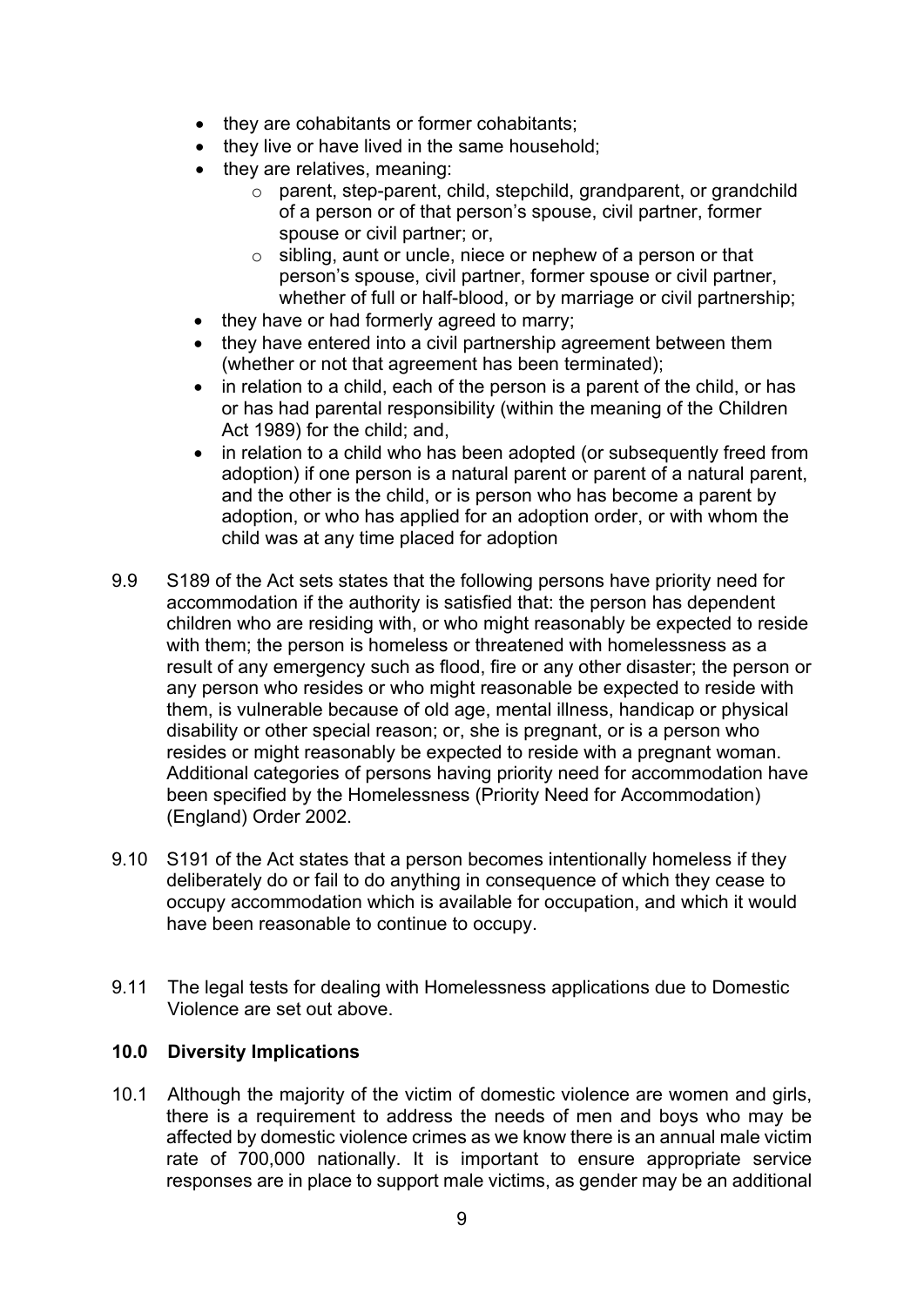- they are cohabitants or former cohabitants;
- they live or have lived in the same household;
- they are relatives, meaning:
    - parent, step-parent, child, stepchild, grandparent, or grandchild of a person or of that person's spouse, civil partner, former spouse or civil partner; or,
    - sibling, aunt or uncle, niece or nephew of a person or that person's spouse, civil partner, former spouse or civil partner, whether of full or half-blood, or by marriage or civil partnership;
- they have or had formerly agreed to marry;
- they have entered into a civil partnership agreement between them (whether or not that agreement has been terminated);
- in relation to a child, each of the person is a parent of the child, or has or has had parental responsibility (within the meaning of the Children Act 1989) for the child; and,
- in relation to a child who has been adopted (or subsequently freed from adoption) if one person is a natural parent or parent of a natural parent, and the other is the child, or is person who has become a parent by adoption, or who has applied for an adoption order, or with whom the child was at any time placed for adoption

9.9 S189 of the Act sets states that the following persons have priority need for accommodation if the authority is satisfied that: the person has dependent children who are residing with, or who might reasonably be expected to reside with them; the person is homeless or threatened with homelessness as a result of any emergency such as flood, fire or any other disaster; the person or any person who resides or who might reasonable be expected to reside with them, is vulnerable because of old age, mental illness, handicap or physical disability or other special reason; or, she is pregnant, or is a person who resides or might reasonably be expected to reside with a pregnant woman. Additional categories of persons having priority need for accommodation have been specified by the Homelessness (Priority Need for Accommodation) (England) Order 2002.

9.10 S191 of the Act states that a person becomes intentionally homeless if they deliberately do or fail to do anything in consequence of which they cease to occupy accommodation which is available for occupation, and which it would have been reasonable to continue to occupy.

9.11 The legal tests for dealing with Homelessness applications due to Domestic Violence are set out above.

## 10.0 Diversity Implications

10.1 Although the majority of the victim of domestic violence are women and girls, there is a requirement to address the needs of men and boys who may be affected by domestic violence crimes as we know there is an annual male victim rate of 700,000 nationally. It is important to ensure appropriate service responses are in place to support male victims, as gender may be an additional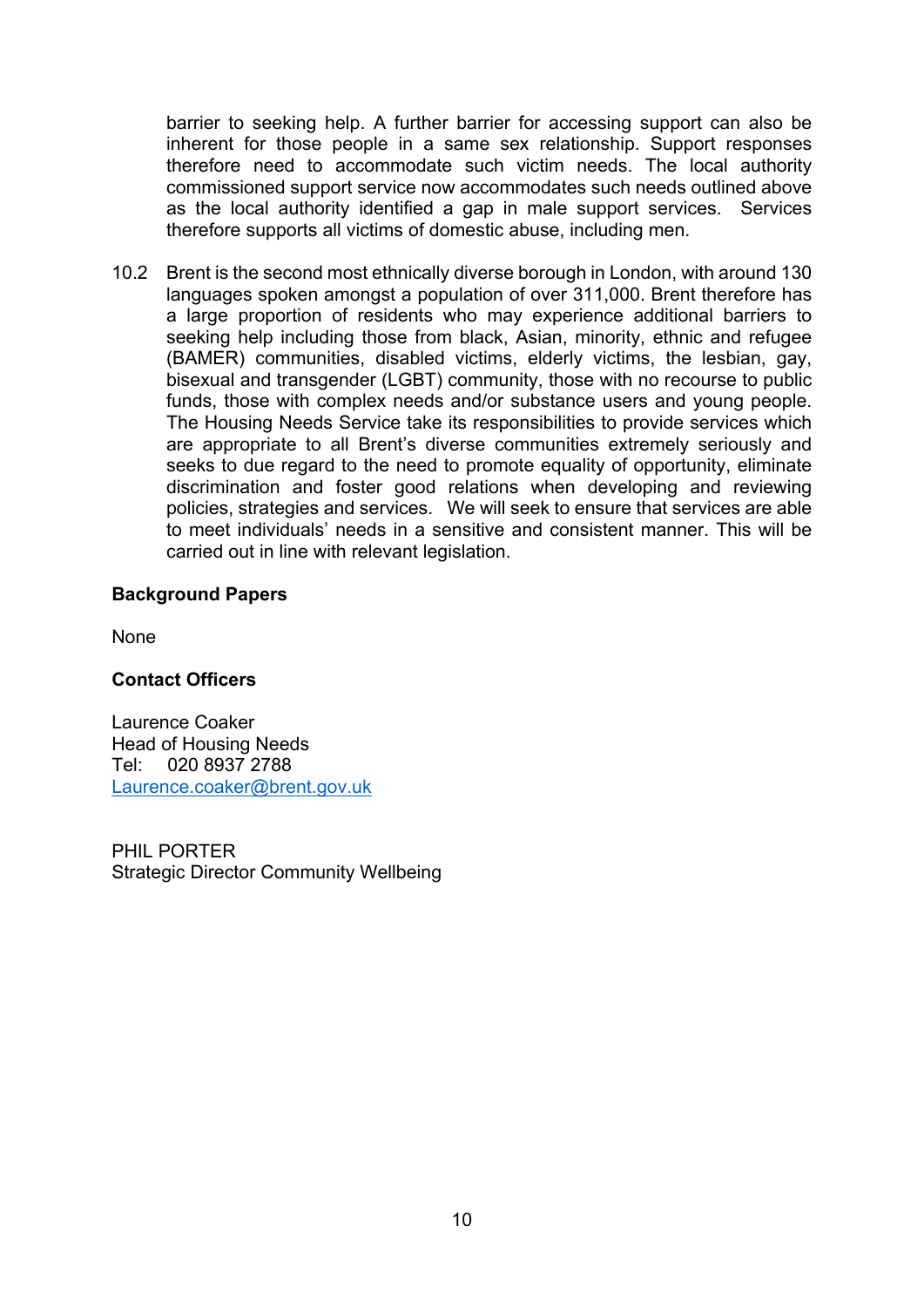barrier to seeking help. A further barrier for accessing support can also be inherent for those people in a same sex relationship. Support responses therefore need to accommodate such victim needs. The local authority commissioned support service now accommodates such needs outlined above as the local authority identified a gap in male support services. Services therefore supports all victims of domestic abuse, including men.

10.2 Brent is the second most ethnically diverse borough in London, with around 130 languages spoken amongst a population of over 311,000. Brent therefore has a large proportion of residents who may experience additional barriers to seeking help including those from black, Asian, minority, ethnic and refugee (BAMER) communities, disabled victims, elderly victims, the lesbian, gay, bisexual and transgender (LGBT) community, those with no recourse to public funds, those with complex needs and/or substance users and young people. The Housing Needs Service take its responsibilities to provide services which are appropriate to all Brent's diverse communities extremely seriously and seeks to due regard to the need to promote equality of opportunity, eliminate discrimination and foster good relations when developing and reviewing policies, strategies and services. We will seek to ensure that services are able to meet individuals' needs in a sensitive and consistent manner. This will be carried out in line with relevant legislation.

**Background Papers**

None

**Contact Officers**

Laurence Coaker
Head of Housing Needs
Tel: 020 8937 2788
Laurence.coaker@brent.gov.uk

PHIL PORTER
Strategic Director Community Wellbeing